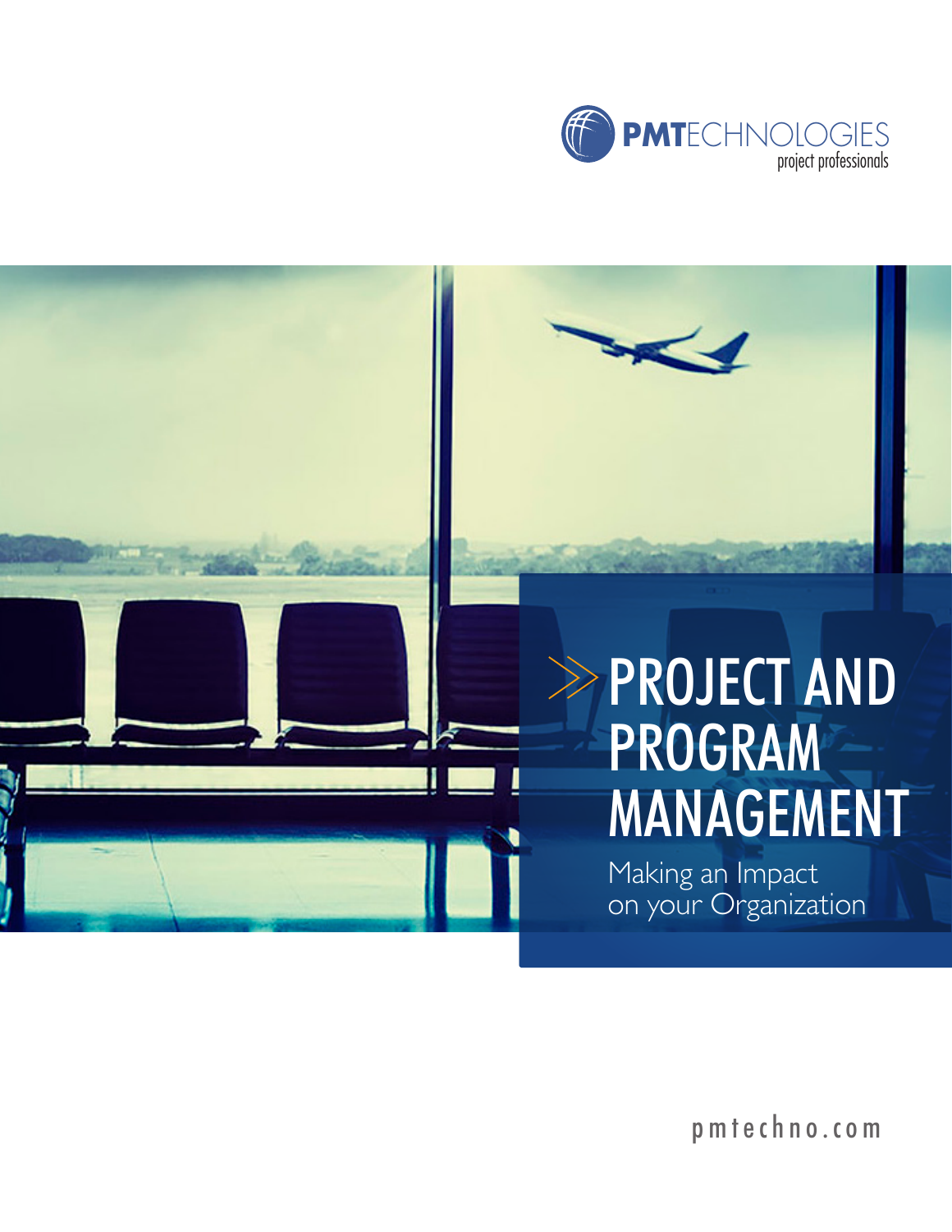PMTECHNOLOGIES
project professionals

# PROJECT AND PROGRAM MANAGEMENT

Making an Impact on your Organization

pmtechno.com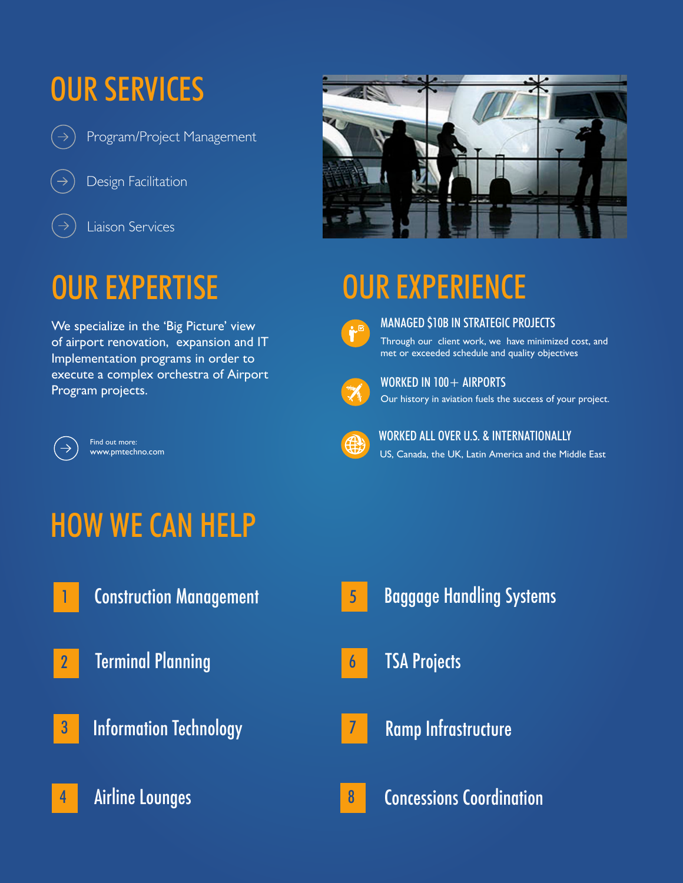## OUR SERVICES

- Program/Project Management
- Design Facilitation
- Liaison Services

## OUR EXPERTISE

We specialize in the 'Big Picture' view of airport renovation, expansion and IT Implementation programs in order to execute a complex orchestra of Airport Program projects.

Find out more:
www.pmtechno.com

## OUR EXPERIENCE

### MANAGED $10B IN STRATEGIC PROJECTS

Through our client work, we have minimized cost, and met or exceeded schedule and quality objectives

### WORKED IN 100+ AIRPORTS

Our history in aviation fuels the success of your project.

### WORKED ALL OVER U.S. & INTERNATIONALLY

US, Canada, the UK, Latin America and the Middle East

## HOW WE CAN HELP

1. Construction Management
2. Terminal Planning
3. Information Technology
4. Airline Lounges
5. Baggage Handling Systems
6. TSA Projects
7. Ramp Infrastructure
8. Concessions Coordination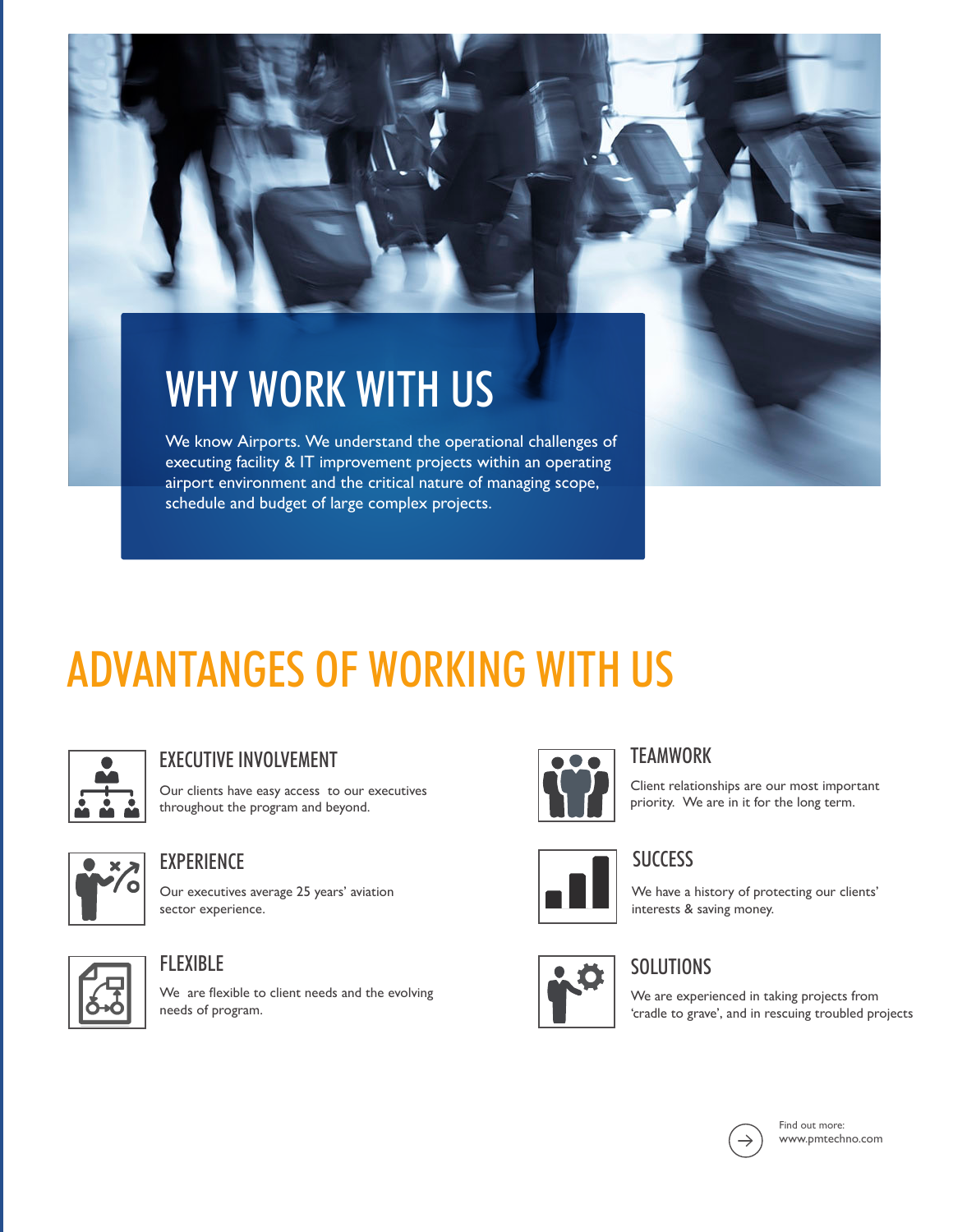# WHY WORK WITH US

We know Airports. We understand the operational challenges of executing facility & IT improvement projects within an operating airport environment and the critical nature of managing scope, schedule and budget of large complex projects.

# ADVANTANGES OF WORKING WITH US

## EXECUTIVE INVOLVEMENT

Our clients have easy access to our executives throughout the program and beyond.

## EXPERIENCE

Our executives average 25 years' aviation sector experience.

## FLEXIBLE

We are flexible to client needs and the evolving needs of program.

## TEAMWORK

Client relationships are our most important priority. We are in it for the long term.

## SUCCESS

We have a history of protecting our clients' interests & saving money.

## SOLUTIONS

We are experienced in taking projects from 'cradle to grave', and in rescuing troubled projects

Find out more:
www.pmtechno.com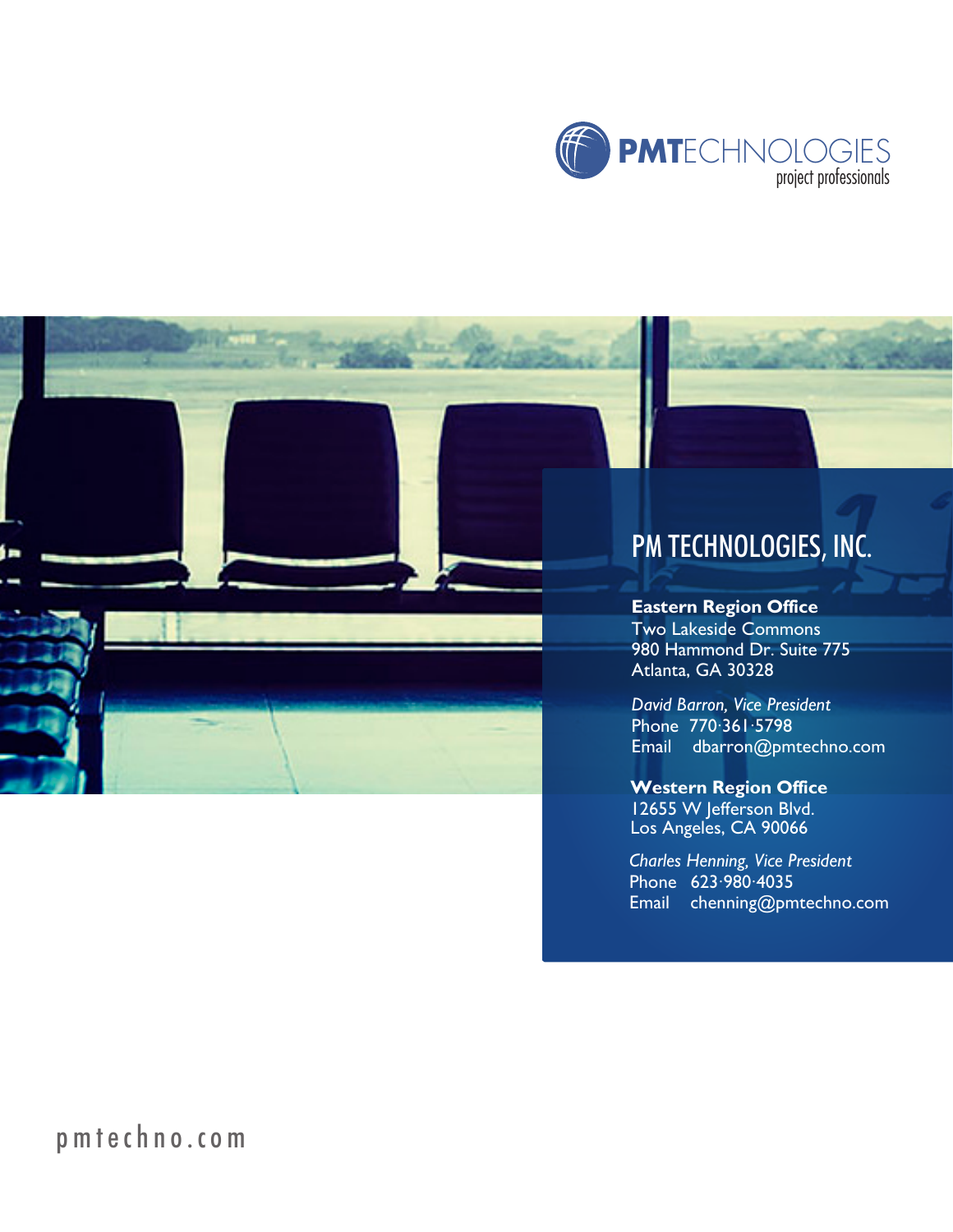PMTECHNOLOGIES
project professionals

# PM TECHNOLOGIES, INC.

**Eastern Region Office**
Two Lakeside Commons
980 Hammond Dr. Suite 775
Atlanta, GA 30328

*David Barron, Vice President*
Phone 770·361·5798
Email dbarron@pmtechno.com

**Western Region Office**
12655 W Jefferson Blvd.
Los Angeles, CA 90066

*Charles Henning, Vice President*
Phone 623·980·4035
Email chenning@pmtechno.com

pmtechno.com